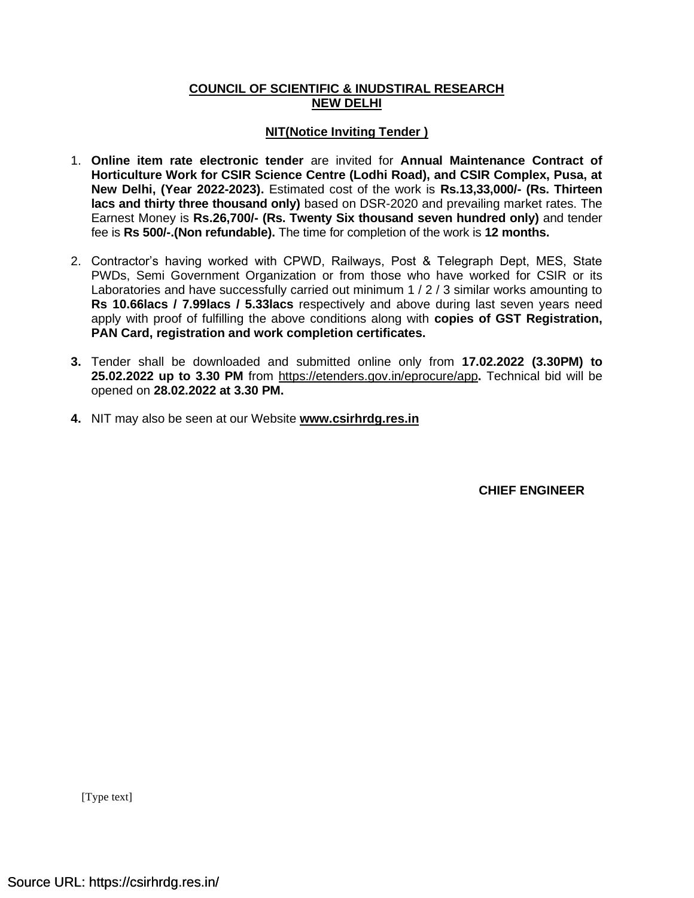**COUNCIL OF SCIENTIFIC & INUDSTIRAL RESEARCH**
**NEW DELHI**

**NIT(Notice Inviting Tender )**

1. **Online item rate electronic tender** are invited for **Annual Maintenance Contract of Horticulture Work for CSIR Science Centre (Lodhi Road), and CSIR Complex, Pusa, at New Delhi, (Year 2022-2023).** Estimated cost of the work is **Rs.13,33,000/- (Rs. Thirteen lacs and thirty three thousand only)** based on DSR-2020 and prevailing market rates. The Earnest Money is **Rs.26,700/- (Rs. Twenty Six thousand seven hundred only)** and tender fee is **Rs 500/-.(Non refundable).** The time for completion of the work is **12 months.**

2. Contractor's having worked with CPWD, Railways, Post & Telegraph Dept, MES, State PWDs, Semi Government Organization or from those who have worked for CSIR or its Laboratories and have successfully carried out minimum 1 / 2 / 3 similar works amounting to **Rs 10.66lacs / 7.99lacs / 5.33lacs** respectively and above during last seven years need apply with proof of fulfilling the above conditions along with **copies of GST Registration, PAN Card, registration and work completion certificates.**

3. Tender shall be downloaded and submitted online only from **17.02.2022 (3.30PM) to 25.02.2022 up to 3.30 PM** from https://etenders.gov.in/eprocure/app**.** Technical bid will be opened on **28.02.2022 at 3.30 PM.**

4. NIT may also be seen at our Website **www.csirhrdg.res.in**

**CHIEF ENGINEER**

[Type text]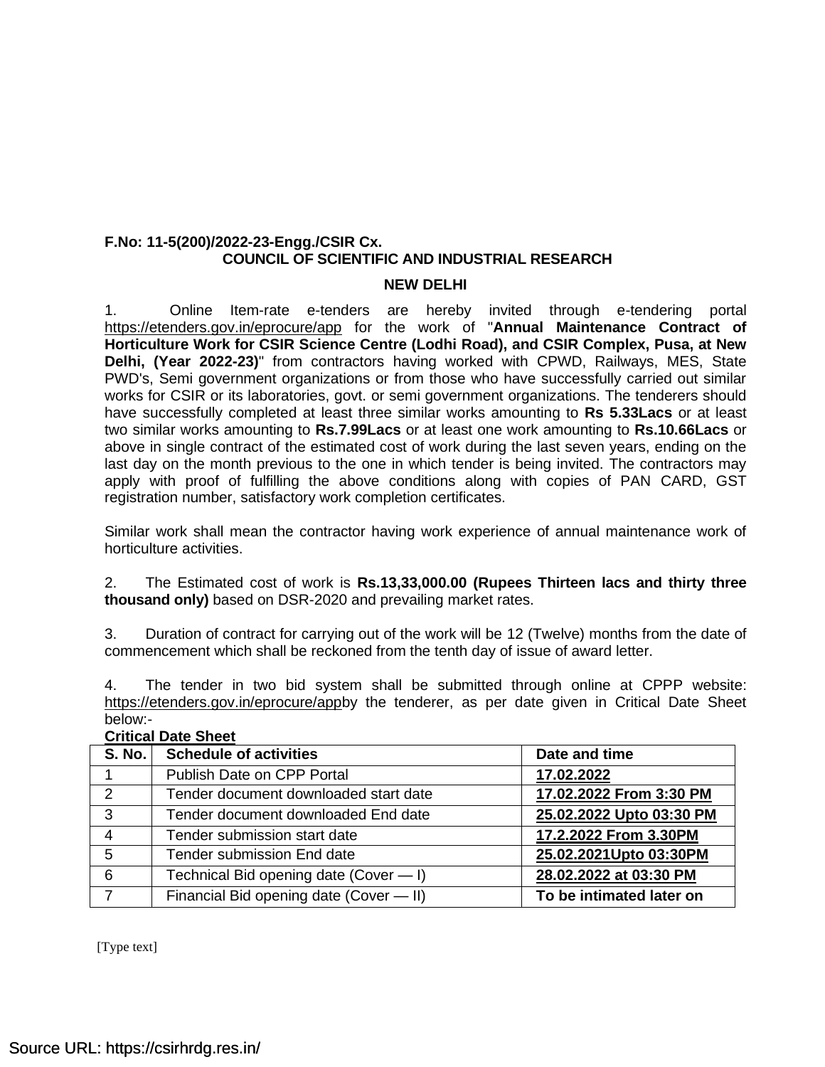**F.No: 11-5(200)/2022-23-Engg./CSIR Cx.**

**COUNCIL OF SCIENTIFIC AND INDUSTRIAL RESEARCH**

**NEW DELHI**

1. Online Item-rate e-tenders are hereby invited through e-tendering portal https://etenders.gov.in/eprocure/app for the work of "**Annual Maintenance Contract of Horticulture Work for CSIR Science Centre (Lodhi Road), and CSIR Complex, Pusa, at New Delhi, (Year 2022-23)**" from contractors having worked with CPWD, Railways, MES, State PWD's, Semi government organizations or from those who have successfully carried out similar works for CSIR or its laboratories, govt. or semi government organizations. The tenderers should have successfully completed at least three similar works amounting to **Rs 5.33Lacs** or at least two similar works amounting to **Rs.7.99Lacs** or at least one work amounting to **Rs.10.66Lacs** or above in single contract of the estimated cost of work during the last seven years, ending on the last day on the month previous to the one in which tender is being invited. The contractors may apply with proof of fulfilling the above conditions along with copies of PAN CARD, GST registration number, satisfactory work completion certificates.

Similar work shall mean the contractor having work experience of annual maintenance work of horticulture activities.

2. The Estimated cost of work is **Rs.13,33,000.00 (Rupees Thirteen lacs and thirty three thousand only)** based on DSR-2020 and prevailing market rates.

3. Duration of contract for carrying out of the work will be 12 (Twelve) months from the date of commencement which shall be reckoned from the tenth day of issue of award letter.

4. The tender in two bid system shall be submitted through online at CPPP website: https://etenders.gov.in/eprocure/appby the tenderer, as per date given in Critical Date Sheet below:-

**Critical Date Sheet**

| S. No. | Schedule of activities | Date and time |
|---|---|---|
| 1 | Publish Date on CPP Portal | **17.02.2022** |
| 2 | Tender document downloaded start date | **17.02.2022 From 3:30 PM** |
| 3 | Tender document downloaded End date | **25.02.2022 Upto 03:30 PM** |
| 4 | Tender submission start date | **17.2.2022 From 3.30PM** |
| 5 | Tender submission End date | **25.02.2021Upto 03:30PM** |
| 6 | Technical Bid opening date (Cover — I) | **28.02.2022 at 03:30 PM** |
| 7 | Financial Bid opening date (Cover — II) | **To be intimated later on** |

[Type text]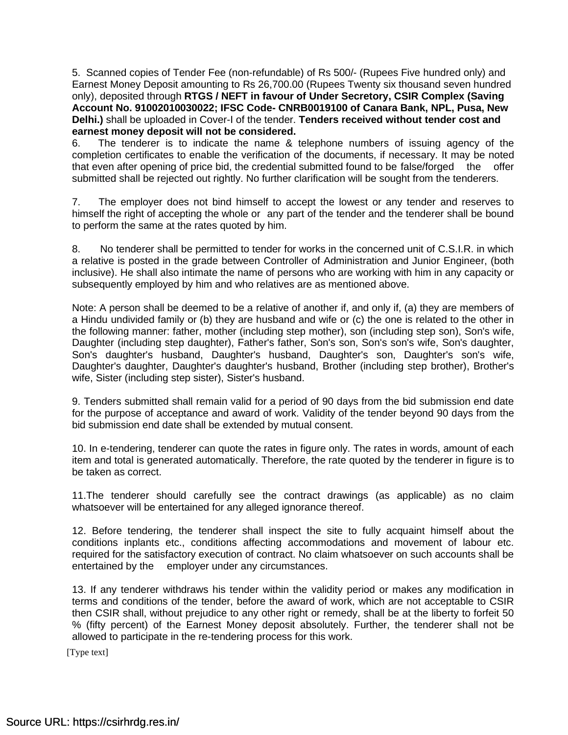5. Scanned copies of Tender Fee (non-refundable) of Rs 500/- (Rupees Five hundred only) and Earnest Money Deposit amounting to Rs 26,700.00 (Rupees Twenty six thousand seven hundred only), deposited through **RTGS / NEFT in favour of Under Secretory, CSIR Complex (Saving Account No. 91002010030022; IFSC Code- CNRB0019100 of Canara Bank, NPL, Pusa, New Delhi.)** shall be uploaded in Cover-I of the tender. **Tenders received without tender cost and earnest money deposit will not be considered.**

6. The tenderer is to indicate the name & telephone numbers of issuing agency of the completion certificates to enable the verification of the documents, if necessary. It may be noted that even after opening of price bid, the credential submitted found to be false/forged the offer submitted shall be rejected out rightly. No further clarification will be sought from the tenderers.

7. The employer does not bind himself to accept the lowest or any tender and reserves to himself the right of accepting the whole or any part of the tender and the tenderer shall be bound to perform the same at the rates quoted by him.

8. No tenderer shall be permitted to tender for works in the concerned unit of C.S.I.R. in which a relative is posted in the grade between Controller of Administration and Junior Engineer, (both inclusive). He shall also intimate the name of persons who are working with him in any capacity or subsequently employed by him and who relatives are as mentioned above.

Note: A person shall be deemed to be a relative of another if, and only if, (a) they are members of a Hindu undivided family or (b) they are husband and wife or (c) the one is related to the other in the following manner: father, mother (including step mother), son (including step son), Son's wife, Daughter (including step daughter), Father's father, Son's son, Son's son's wife, Son's daughter, Son's daughter's husband, Daughter's husband, Daughter's son, Daughter's son's wife, Daughter's daughter, Daughter's daughter's husband, Brother (including step brother), Brother's wife, Sister (including step sister), Sister's husband.

9. Tenders submitted shall remain valid for a period of 90 days from the bid submission end date for the purpose of acceptance and award of work. Validity of the tender beyond 90 days from the bid submission end date shall be extended by mutual consent.

10. In e-tendering, tenderer can quote the rates in figure only. The rates in words, amount of each item and total is generated automatically. Therefore, the rate quoted by the tenderer in figure is to be taken as correct.

11.The tenderer should carefully see the contract drawings (as applicable) as no claim whatsoever will be entertained for any alleged ignorance thereof.

12. Before tendering, the tenderer shall inspect the site to fully acquaint himself about the conditions inplants etc., conditions affecting accommodations and movement of labour etc. required for the satisfactory execution of contract. No claim whatsoever on such accounts shall be entertained by the employer under any circumstances.

13. If any tenderer withdraws his tender within the validity period or makes any modification in terms and conditions of the tender, before the award of work, which are not acceptable to CSIR then CSIR shall, without prejudice to any other right or remedy, shall be at the liberty to forfeit 50 % (fifty percent) of the Earnest Money deposit absolutely. Further, the tenderer shall not be allowed to participate in the re-tendering process for this work.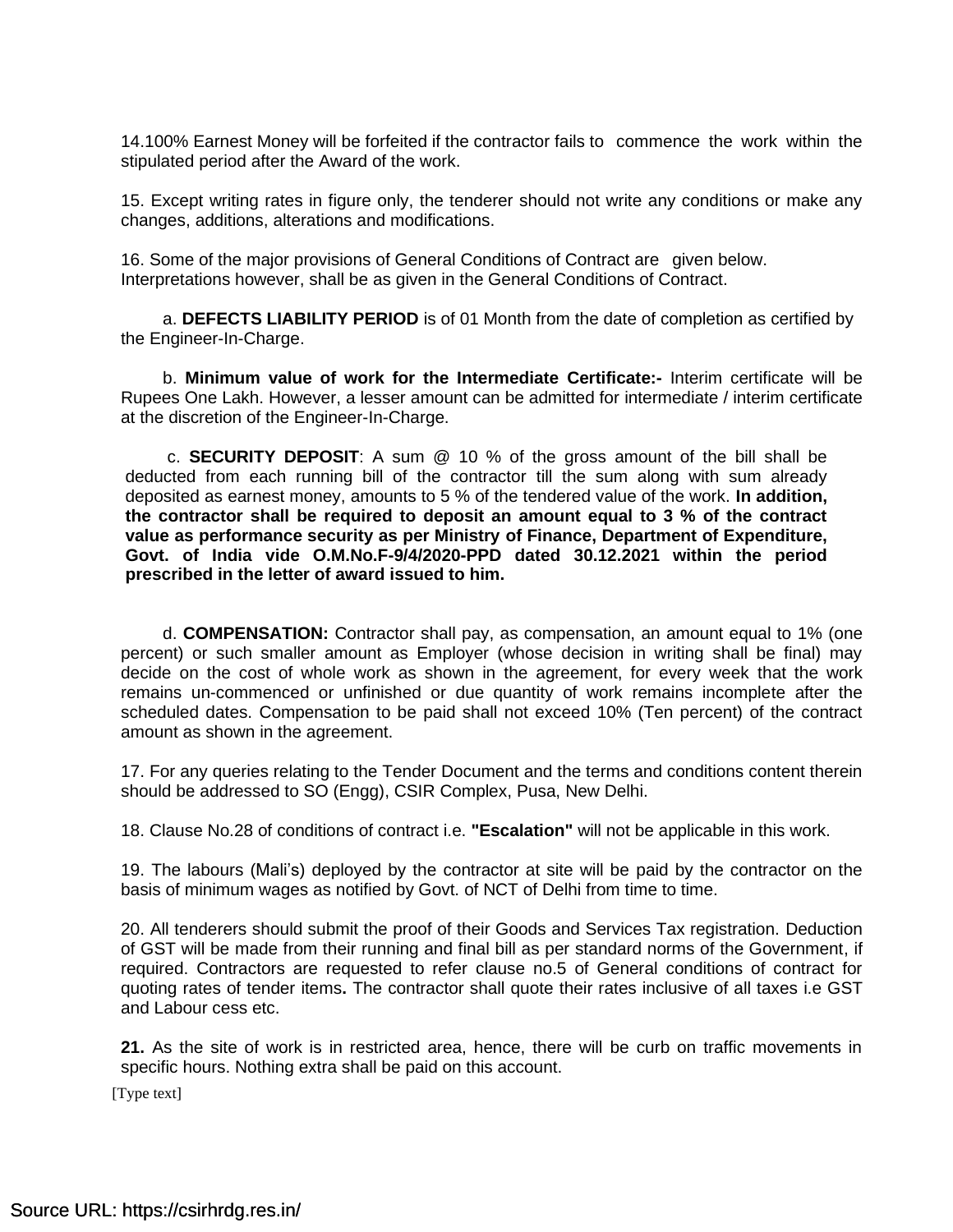14.100% Earnest Money will be forfeited if the contractor fails to commence the work within the stipulated period after the Award of the work.

15. Except writing rates in figure only, the tenderer should not write any conditions or make any changes, additions, alterations and modifications.

16. Some of the major provisions of General Conditions of Contract are given below. Interpretations however, shall be as given in the General Conditions of Contract.

a. **DEFECTS LIABILITY PERIOD** is of 01 Month from the date of completion as certified by the Engineer-In-Charge.

b. **Minimum value of work for the Intermediate Certificate:-** Interim certificate will be Rupees One Lakh. However, a lesser amount can be admitted for intermediate / interim certificate at the discretion of the Engineer-In-Charge.

c. **SECURITY DEPOSIT**: A sum @ 10 % of the gross amount of the bill shall be deducted from each running bill of the contractor till the sum along with sum already deposited as earnest money, amounts to 5 % of the tendered value of the work. **In addition, the contractor shall be required to deposit an amount equal to 3 % of the contract value as performance security as per Ministry of Finance, Department of Expenditure, Govt. of India vide O.M.No.F-9/4/2020-PPD dated 30.12.2021 within the period prescribed in the letter of award issued to him.**

d. **COMPENSATION:** Contractor shall pay, as compensation, an amount equal to 1% (one percent) or such smaller amount as Employer (whose decision in writing shall be final) may decide on the cost of whole work as shown in the agreement, for every week that the work remains un-commenced or unfinished or due quantity of work remains incomplete after the scheduled dates. Compensation to be paid shall not exceed 10% (Ten percent) of the contract amount as shown in the agreement.

17. For any queries relating to the Tender Document and the terms and conditions content therein should be addressed to SO (Engg), CSIR Complex, Pusa, New Delhi.

18. Clause No.28 of conditions of contract i.e. **"Escalation"** will not be applicable in this work.

19. The labours (Mali's) deployed by the contractor at site will be paid by the contractor on the basis of minimum wages as notified by Govt. of NCT of Delhi from time to time.

20. All tenderers should submit the proof of their Goods and Services Tax registration. Deduction of GST will be made from their running and final bill as per standard norms of the Government, if required. Contractors are requested to refer clause no.5 of General conditions of contract for quoting rates of tender items**.** The contractor shall quote their rates inclusive of all taxes i.e GST and Labour cess etc.

**21.** As the site of work is in restricted area, hence, there will be curb on traffic movements in specific hours. Nothing extra shall be paid on this account.

[Type text]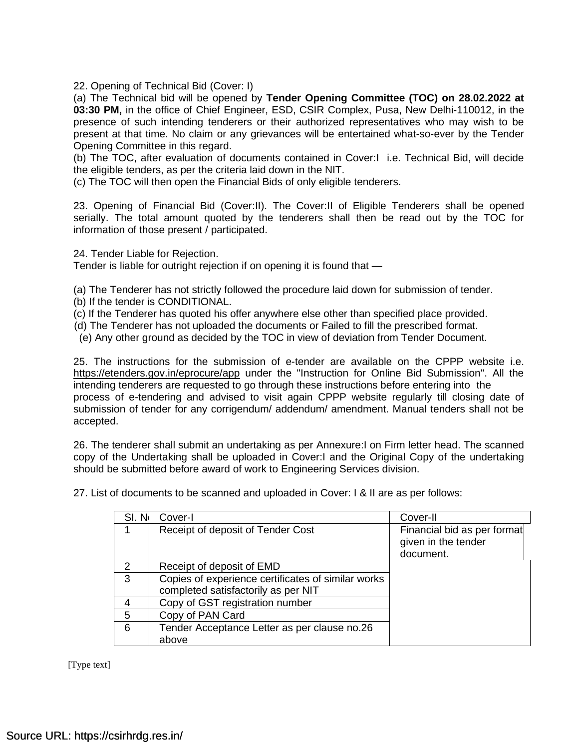22. Opening of Technical Bid (Cover: I)

(a) The Technical bid will be opened by **Tender Opening Committee (TOC) on 28.02.2022 at 03:30 PM,** in the office of Chief Engineer, ESD, CSIR Complex, Pusa, New Delhi-110012, in the presence of such intending tenderers or their authorized representatives who may wish to be present at that time. No claim or any grievances will be entertained what-so-ever by the Tender Opening Committee in this regard.

(b) The TOC, after evaluation of documents contained in Cover:I i.e. Technical Bid, will decide the eligible tenders, as per the criteria laid down in the NIT.

(c) The TOC will then open the Financial Bids of only eligible tenderers.

23. Opening of Financial Bid (Cover:II). The Cover:II of Eligible Tenderers shall be opened serially. The total amount quoted by the tenderers shall then be read out by the TOC for information of those present / participated.

24. Tender Liable for Rejection.
Tender is liable for outright rejection if on opening it is found that —

(a) The Tenderer has not strictly followed the procedure laid down for submission of tender.
(b) If the tender is CONDITIONAL.
(c) If the Tenderer has quoted his offer anywhere else other than specified place provided.
(d) The Tenderer has not uploaded the documents or Failed to fill the prescribed format.
(e) Any other ground as decided by the TOC in view of deviation from Tender Document.

25. The instructions for the submission of e-tender are available on the CPPP website i.e. https://etenders.gov.in/eprocure/app under the "Instruction for Online Bid Submission". All the intending tenderers are requested to go through these instructions before entering into the process of e-tendering and advised to visit again CPPP website regularly till closing date of submission of tender for any corrigendum/ addendum/ amendment. Manual tenders shall not be accepted.

26. The tenderer shall submit an undertaking as per Annexure:I on Firm letter head. The scanned copy of the Undertaking shall be uploaded in Cover:I and the Original Copy of the undertaking should be submitted before award of work to Engineering Services division.

27. List of documents to be scanned and uploaded in Cover: I & II are as per follows:

| Sl. No | Cover-I | Cover-II |
|---|---|---|
| 1 | Receipt of deposit of Tender Cost | Financial bid as per format given in the tender document. |
| 2 | Receipt of deposit of EMD | |
| 3 | Copies of experience certificates of similar works completed satisfactorily as per NIT | |
| 4 | Copy of GST registration number | |
| 5 | Copy of PAN Card | |
| 6 | Tender Acceptance Letter as per clause no.26 above | |

[Type text]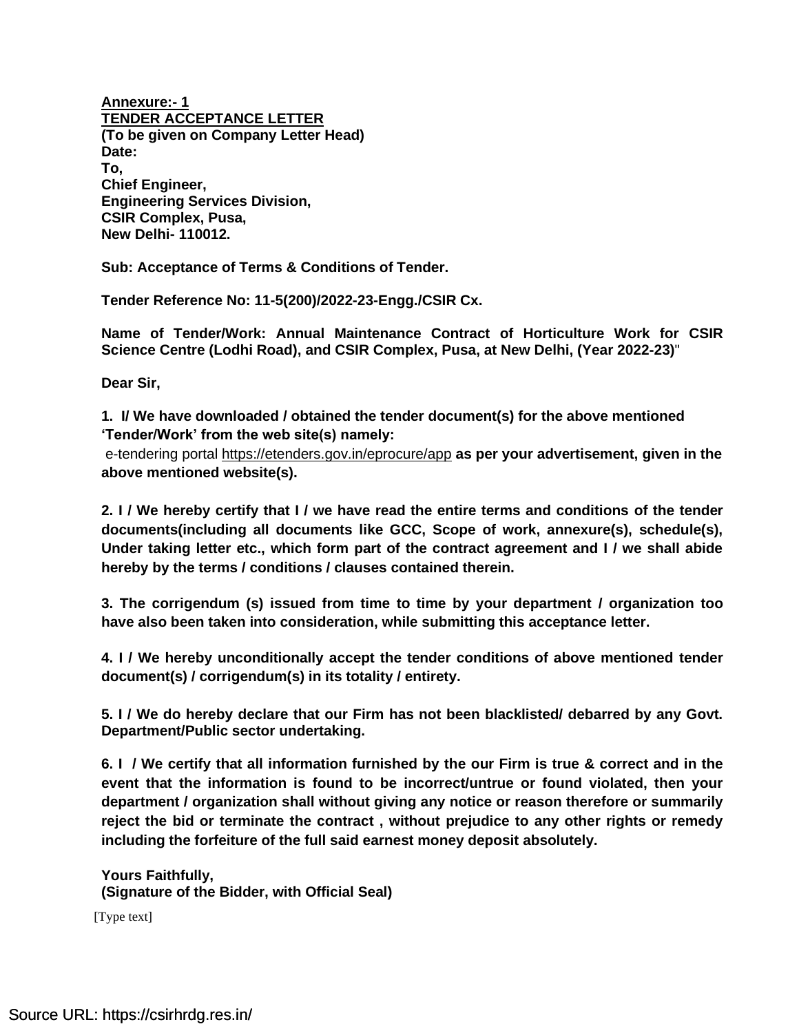**Annexure:- 1**
**TENDER ACCEPTANCE LETTER**
**(To be given on Company Letter Head)**
**Date:**
**To,**
**Chief Engineer,**
**Engineering Services Division,**
**CSIR Complex, Pusa,**
**New Delhi- 110012.**

**Sub: Acceptance of Terms & Conditions of Tender.**

**Tender Reference No: 11-5(200)/2022-23-Engg./CSIR Cx.**

**Name of Tender/Work: Annual Maintenance Contract of Horticulture Work for CSIR Science Centre (Lodhi Road), and CSIR Complex, Pusa, at New Delhi, (Year 2022-23)**"

**Dear Sir,**

**1. I/ We have downloaded / obtained the tender document(s) for the above mentioned 'Tender/Work' from the web site(s) namely:**
e-tendering portal https://etenders.gov.in/eprocure/app **as per your advertisement, given in the above mentioned website(s).**

**2. I / We hereby certify that I / we have read the entire terms and conditions of the tender documents(including all documents like GCC, Scope of work, annexure(s), schedule(s), Under taking letter etc., which form part of the contract agreement and I / we shall abide hereby by the terms / conditions / clauses contained therein.**

**3. The corrigendum (s) issued from time to time by your department / organization too have also been taken into consideration, while submitting this acceptance letter.**

**4. I / We hereby unconditionally accept the tender conditions of above mentioned tender document(s) / corrigendum(s) in its totality / entirety.**

**5. I / We do hereby declare that our Firm has not been blacklisted/ debarred by any Govt. Department/Public sector undertaking.**

**6. I / We certify that all information furnished by the our Firm is true & correct and in the event that the information is found to be incorrect/untrue or found violated, then your department / organization shall without giving any notice or reason therefore or summarily reject the bid or terminate the contract , without prejudice to any other rights or remedy including the forfeiture of the full said earnest money deposit absolutely.**

**Yours Faithfully,**
**(Signature of the Bidder, with Official Seal)**

[Type text]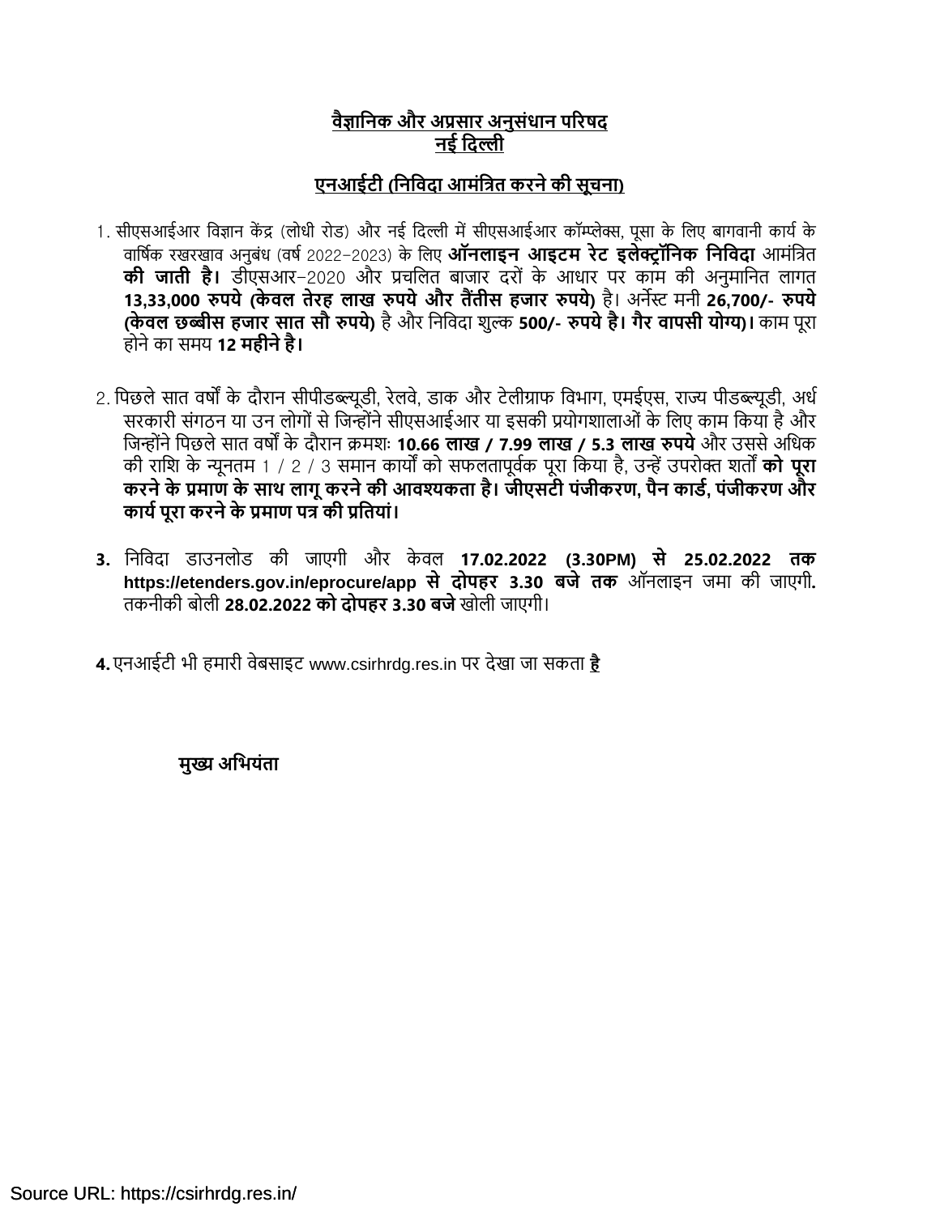**वैज्ञानिक और अप्रसार अनुसंधान परिषद**
**नई दिल्ली**

**एनआईटी (निविदा आमंत्रित करने की सूचना)**

1. सीएसआईआर विज्ञान केंद्र (लोधी रोड) और नई दिल्ली में सीएसआईआर कॉम्प्लेक्स, पूसा के लिए बागवानी कार्य के वार्षिक रखरखाव अनुबंध (वर्ष 2022–2023) के लिए **ऑनलाइन आइटम रेट इलेक्ट्रॉनिक निविदा** आमंत्रित **की जाती है।** डीएसआर–2020 और प्रचलित बाजार दरों के आधार पर काम की अनुमानित लागत **13,33,000 रुपये (केवल तेरह लाख रुपये और तैंतीस हजार रुपये)** है। अर्नेस्ट मनी **26,700/- रुपये (केवल छब्बीस हजार सात सौ रुपये)** है और निविदा शुल्क **500/- रुपये है। गैर वापसी योग्य)।** काम पूरा होने का समय **12 महीने है।**

2. पिछले सात वर्षों के दौरान सीपीडब्ल्यूडी, रेलवे, डाक और टेलीग्राफ विभाग, एमईएस, राज्य पीडब्ल्यूडी, अर्ध सरकारी संगठन या उन लोगों से जिन्होंने सीएसआईआर या इसकी प्रयोगशालाओं के लिए काम किया है और जिन्होंने पिछले सात वर्षों के दौरान क्रमशः **10.66 लाख / 7.99 लाख / 5.3 लाख रुपये** और उससे अधिक की राशि के न्यूनतम 1 / 2 / 3 समान कार्यों को सफलतापूर्वक पूरा किया है, उन्हें उपरोक्त शर्तों **को पूरा करने के प्रमाण के साथ लागू करने की आवश्यकता है। जीएसटी पंजीकरण, पैन कार्ड, पंजीकरण और कार्य पूरा करने के प्रमाण पत्र की प्रतियां।**

3. निविदा डाउनलोड की जाएगी और केवल **17.02.2022 (3.30PM) से 25.02.2022 तक https://etenders.gov.in/eprocure/app से दोपहर 3.30 बजे तक** ऑनलाइन जमा की जाएगी**.** तकनीकी बोली **28.02.2022 को दोपहर 3.30 बजे** खोली जाएगी।

4. एनआईटी भी हमारी वेबसाइट www.csirhrdg.res.in पर देखा जा सकता **है**

**मुख्य अभियंता**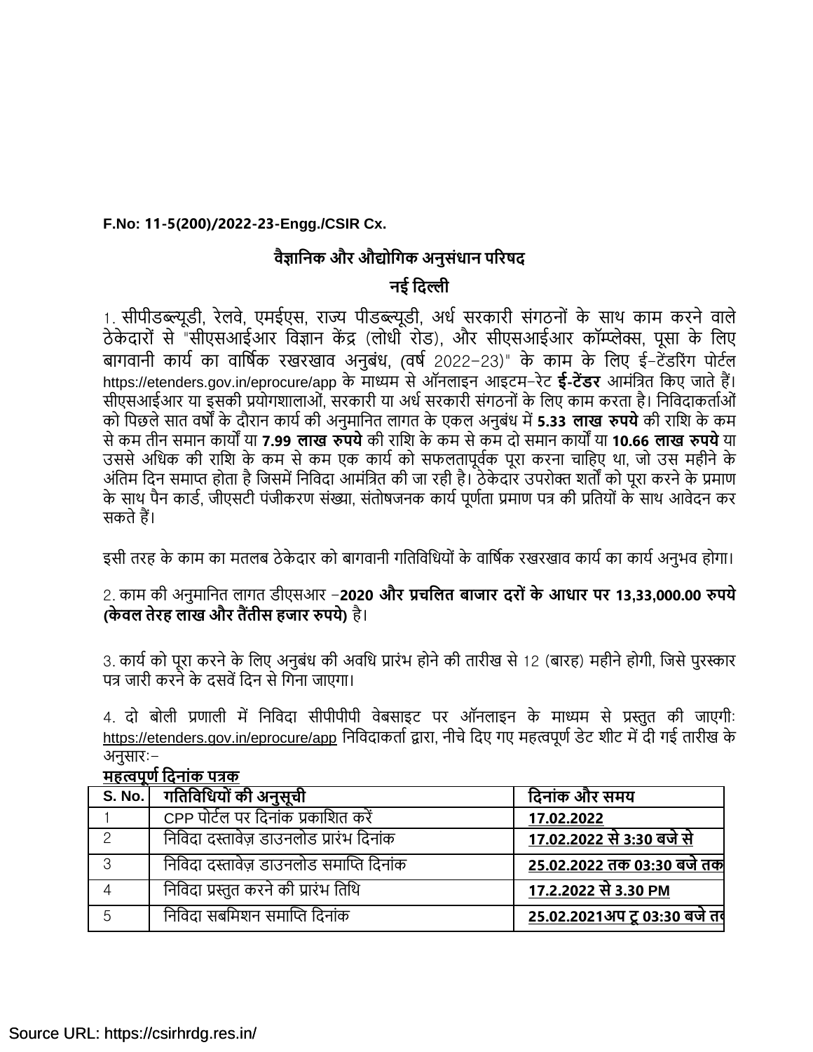**F.No: 11-5(200)/2022-23-Engg./CSIR Cx.**

## वैज्ञानिक और औद्योगिक अनुसंधान परिषद

## नई दिल्ली

1. सीपीडब्ल्यूडी, रेलवे, एमईएस, राज्य पीडब्ल्यूडी, अर्ध सरकारी संगठनों के साथ काम करने वाले ठेकेदारों से "सीएसआईआर विज्ञान केंद्र (लोधी रोड), और सीएसआईआर कॉम्प्लेक्स, पूसा के लिए बागवानी कार्य का वार्षिक रखरखाव अनुबंध, (वर्ष 2022-23)" के काम के लिए ई-टेंडरिंग पोर्टल https://etenders.gov.in/eprocure/app के माध्यम से ऑनलाइन आइटम-रेट **ई-टेंडर** आमंत्रित किए जाते हैं। सीएसआईआर या इसकी प्रयोगशालाओं, सरकारी या अर्ध सरकारी संगठनों के लिए काम करता है। निविदाकर्ताओं को पिछले सात वर्षों के दौरान कार्य की अनुमानित लागत के एकल अनुबंध में **5.33 लाख रुपये** की राशि के कम से कम तीन समान कार्यों या **7.99 लाख रुपये** की राशि के कम से कम दो समान कार्यों या **10.66 लाख रुपये** या उससे अधिक की राशि के कम से कम एक कार्य को सफलतापूर्वक पूरा करना चाहिए था, जो उस महीने के अंतिम दिन समाप्त होता है जिसमें निविदा आमंत्रित की जा रही है। ठेकेदार उपरोक्त शर्तों को पूरा करने के प्रमाण के साथ पैन कार्ड, जीएसटी पंजीकरण संख्या, संतोषजनक कार्य पूर्णता प्रमाण पत्र की प्रतियों के साथ आवेदन कर सकते हैं।

इसी तरह के काम का मतलब ठेकेदार को बागवानी गतिविधियों के वार्षिक रखरखाव कार्य का कार्य अनुभव होगा।

2. काम की अनुमानित लागत डीएसआर -**2020 और प्रचलित बाजार दरों के आधार पर 13,33,000.00 रुपये (केवल तेरह लाख और तैंतीस हजार रुपये)** है।

3. कार्य को पूरा करने के लिए अनुबंध की अवधि प्रारंभ होने की तारीख से 12 (बारह) महीने होगी, जिसे पुरस्कार पत्र जारी करने के दसवें दिन से गिना जाएगा।

4. दो बोली प्रणाली में निविदा सीपीपीपी वेबसाइट पर ऑनलाइन के माध्यम से प्रस्तुत की जाएगीः https://etenders.gov.in/eprocure/app निविदाकर्ता द्वारा, नीचे दिए गए महत्वपूर्ण डेट शीट में दी गई तारीख के अनुसारः-

**महत्वपूर्ण दिनांक पत्रक**

| S. No. | गतिविधियों की अनुसूची | दिनांक और समय |
|---|---|---|
| 1 | CPP पोर्टल पर दिनांक प्रकाशित करें | **17.02.2022** |
| 2 | निविदा दस्तावेज़ डाउनलोड प्रारंभ दिनांक | **17.02.2022 से 3:30 बजे से** |
| 3 | निविदा दस्तावेज़ डाउनलोड समाप्ति दिनांक | **25.02.2022 तक 03:30 बजे तक** |
| 4 | निविदा प्रस्तुत करने की प्रारंभ तिथि | **17.2.2022 से 3.30 PM** |
| 5 | निविदा सबमिशन समाप्ति दिनांक | **25.02.2021अप टू 03:30 बजे तक** |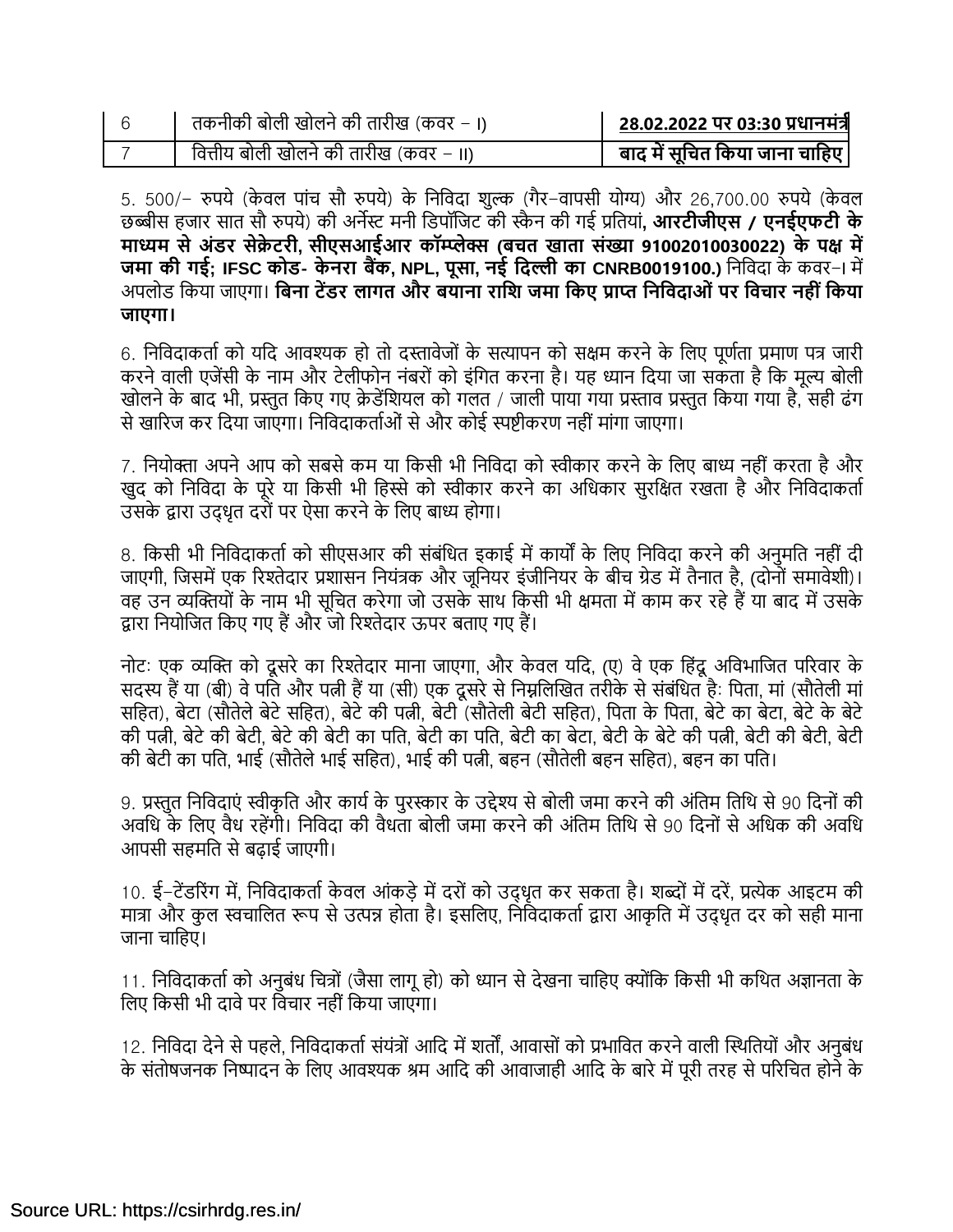| 6 | तकनीकी बोली खोलने की तारीख (कवर – I) | **28.02.2022 पर 03:30 प्रधानमंत्री** |
|---|---|---|
| 7 | वित्तीय बोली खोलने की तारीख (कवर – II) | **बाद में सूचित किया जाना चाहिए** |

5. 500/– रुपये (केवल पांच सौ रुपये) के निविदा शुल्क (गैर–वापसी योग्य) और 26,700.00 रुपये (केवल छब्बीस हजार सात सौ रुपये) की अर्नेस्ट मनी डिपॉजिट की स्कैन की गई प्रतियां, **आरटीजीएस / एनईएफटी के माध्यम से अंडर सेक्रेटरी, सीएसआईआर कॉम्प्लेक्स (बचत खाता संख्या 91002010030022) के पक्ष में जमा की गई; IFSC कोड- केनरा बैंक, NPL, पूसा, नई दिल्ली का CNRB0019100.)** निविदा के कवर–I में अपलोड किया जाएगा। **बिना टेंडर लागत और बयाना राशि जमा किए प्राप्त निविदाओं पर विचार नहीं किया जाएगा।**

6. निविदाकर्ता को यदि आवश्यक हो तो दस्तावेजों के सत्यापन को सक्षम करने के लिए पूर्णता प्रमाण पत्र जारी करने वाली एजेंसी के नाम और टेलीफोन नंबरों को इंगित करना है। यह ध्यान दिया जा सकता है कि मूल्य बोली खोलने के बाद भी, प्रस्तुत किए गए क्रेडेंशियल को गलत / जाली पाया गया प्रस्ताव प्रस्तुत किया गया है, सही ढंग से खारिज कर दिया जाएगा। निविदाकर्ताओं से और कोई स्पष्टीकरण नहीं मांगा जाएगा।

7. नियोक्ता अपने आप को सबसे कम या किसी भी निविदा को स्वीकार करने के लिए बाध्य नहीं करता है और खुद को निविदा के पूरे या किसी भी हिस्से को स्वीकार करने का अधिकार सुरक्षित रखता है और निविदाकर्ता उसके द्वारा उद्धृत दरों पर ऐसा करने के लिए बाध्य होगा।

8. किसी भी निविदाकर्ता को सीएसआर की संबंधित इकाई में कार्यों के लिए निविदा करने की अनुमति नहीं दी जाएगी, जिसमें एक रिश्तेदार प्रशासन नियंत्रक और जूनियर इंजीनियर के बीच ग्रेड में तैनात है, (दोनों समावेशी)। वह उन व्यक्तियों के नाम भी सूचित करेगा जो उसके साथ किसी भी क्षमता में काम कर रहे हैं या बाद में उसके द्वारा नियोजित किए गए हैं और जो रिश्तेदार ऊपर बताए गए हैं।

नोटः एक व्यक्ति को दूसरे का रिश्तेदार माना जाएगा, और केवल यदि, (ए) वे एक हिंदू अविभाजित परिवार के सदस्य हैं या (बी) वे पति और पत्नी हैं या (सी) एक दूसरे से निम्नलिखित तरीके से संबंधित हैः पिता, मां (सौतेली मां सहित), बेटा (सौतेले बेटे सहित), बेटे की पत्नी, बेटी (सौतेली बेटी सहित), पिता के पिता, बेटे का बेटा, बेटे के बेटे की पत्नी, बेटे की बेटी, बेटे की बेटी का पति, बेटी का पति, बेटी का बेटा, बेटी के बेटे की पत्नी, बेटी की बेटी, बेटी की बेटी का पति, भाई (सौतेले भाई सहित), भाई की पत्नी, बहन (सौतेली बहन सहित), बहन का पति।

9. प्रस्तुत निविदाएं स्वीकृति और कार्य के पुरस्कार के उद्देश्य से बोली जमा करने की अंतिम तिथि से 90 दिनों की अवधि के लिए वैध रहेंगी। निविदा की वैधता बोली जमा करने की अंतिम तिथि से 90 दिनों से अधिक की अवधि आपसी सहमति से बढ़ाई जाएगी।

10. ई–टेंडरिंग में, निविदाकर्ता केवल आंकड़े में दरों को उद्धृत कर सकता है। शब्दों में दरें, प्रत्येक आइटम की मात्रा और कुल स्वचालित रूप से उत्पन्न होता है। इसलिए, निविदाकर्ता द्वारा आकृति में उद्धृत दर को सही माना जाना चाहिए।

11. निविदाकर्ता को अनुबंध चित्रों (जैसा लागू हो) को ध्यान से देखना चाहिए क्योंकि किसी भी कथित अज्ञानता के लिए किसी भी दावे पर विचार नहीं किया जाएगा।

12. निविदा देने से पहले, निविदाकर्ता संयंत्रों आदि में शर्तों, आवासों को प्रभावित करने वाली स्थितियों और अनुबंध के संतोषजनक निष्पादन के लिए आवश्यक श्रम आदि की आवाजाही आदि के बारे में पूरी तरह से परिचित होने के

Source URL: https://csirhrdg.res.in/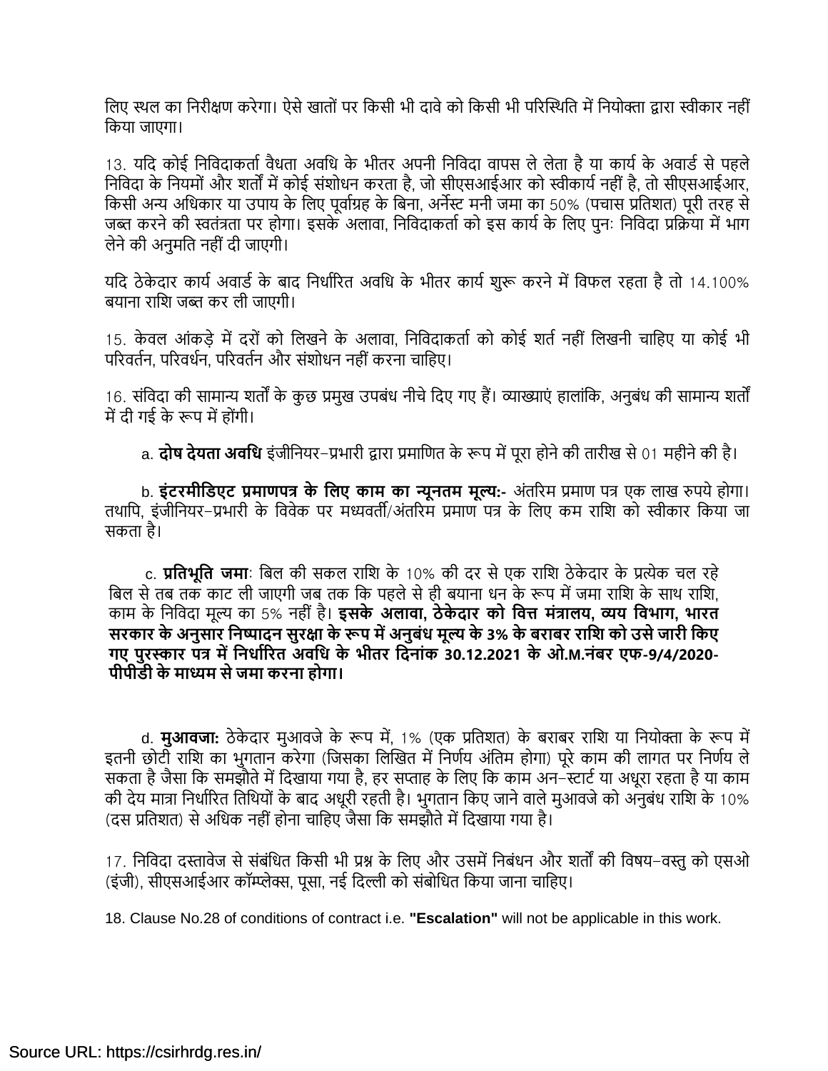लिए स्थल का निरीक्षण करेगा। ऐसे खातों पर किसी भी दावे को किसी भी परिस्थिति में नियोक्ता द्वारा स्वीकार नहीं किया जाएगा।

13. यदि कोई निविदाकर्ता वैधता अवधि के भीतर अपनी निविदा वापस ले लेता है या कार्य के अवार्ड से पहले निविदा के नियमों और शर्तों में कोई संशोधन करता है, जो सीएसआईआर को स्वीकार्य नहीं है, तो सीएसआईआर, किसी अन्य अधिकार या उपाय के लिए पूर्वाग्रह के बिना, अर्नेस्ट मनी जमा का 50% (पचास प्रतिशत) पूरी तरह से जब्त करने की स्वतंत्रता पर होगा। इसके अलावा, निविदाकर्ता को इस कार्य के लिए पुनः निविदा प्रक्रिया में भाग लेने की अनुमति नहीं दी जाएगी।

यदि ठेकेदार कार्य अवार्ड के बाद निर्धारित अवधि के भीतर कार्य शुरू करने में विफल रहता है तो 14.100% बयाना राशि जब्त कर ली जाएगी।

15. केवल आंकड़े में दरों को लिखने के अलावा, निविदाकर्ता को कोई शर्त नहीं लिखनी चाहिए या कोई भी परिवर्तन, परिवर्धन, परिवर्तन और संशोधन नहीं करना चाहिए।

16. संविदा की सामान्य शर्तों के कुछ प्रमुख उपबंध नीचे दिए गए हैं। व्याख्याएं हालांकि, अनुबंध की सामान्य शर्तों में दी गई के रूप में होंगी।

a. **दोष देयता अवधि** इंजीनियर-प्रभारी द्वारा प्रमाणित के रूप में पूरा होने की तारीख से 01 महीने की है।

b. **इंटरमीडिएट प्रमाणपत्र के लिए काम का न्यूनतम मूल्य:-** अंतरिम प्रमाण पत्र एक लाख रुपये होगा। तथापि, इंजीनियर-प्रभारी के विवेक पर मध्यवर्ती/अंतरिम प्रमाण पत्र के लिए कम राशि को स्वीकार किया जा सकता है।

c. **प्रतिभूति जमा**: बिल की सकल राशि के 10% की दर से एक राशि ठेकेदार के प्रत्येक चल रहे बिल से तब तक काट ली जाएगी जब तक कि पहले से ही बयाना धन के रूप में जमा राशि के साथ राशि, काम के निविदा मूल्य का 5% नहीं है। **इसके अलावा, ठेकेदार को वित्त मंत्रालय, व्यय विभाग, भारत सरकार के अनुसार निष्पादन सुरक्षा के रूप में अनुबंध मूल्य के 3% के बराबर राशि को उसे जारी किए गए पुरस्कार पत्र में निर्धारित अवधि के भीतर दिनांक 30.12.2021 के ओ.M.नंबर एफ-9/4/2020-पीपीडी के माध्यम से जमा करना होगा।**

d. **मुआवजा:** ठेकेदार मुआवजे के रूप में, 1% (एक प्रतिशत) के बराबर राशि या नियोक्ता के रूप में इतनी छोटी राशि का भुगतान करेगा (जिसका लिखित में निर्णय अंतिम होगा) पूरे काम की लागत पर निर्णय ले सकता है जैसा कि समझौते में दिखाया गया है, हर सप्ताह के लिए कि काम अन-स्टार्ट या अधूरा रहता है या काम की देय मात्रा निर्धारित तिथियों के बाद अधूरी रहती है। भुगतान किए जाने वाले मुआवजे को अनुबंध राशि के 10% (दस प्रतिशत) से अधिक नहीं होना चाहिए जैसा कि समझौते में दिखाया गया है।

17. निविदा दस्तावेज से संबंधित किसी भी प्रश्न के लिए और उसमें निबंधन और शर्तों की विषय-वस्तु को एसओ (इंजी), सीएसआईआर कॉम्प्लेक्स, पूसा, नई दिल्ली को संबोधित किया जाना चाहिए।

18. Clause No.28 of conditions of contract i.e. **"Escalation"** will not be applicable in this work.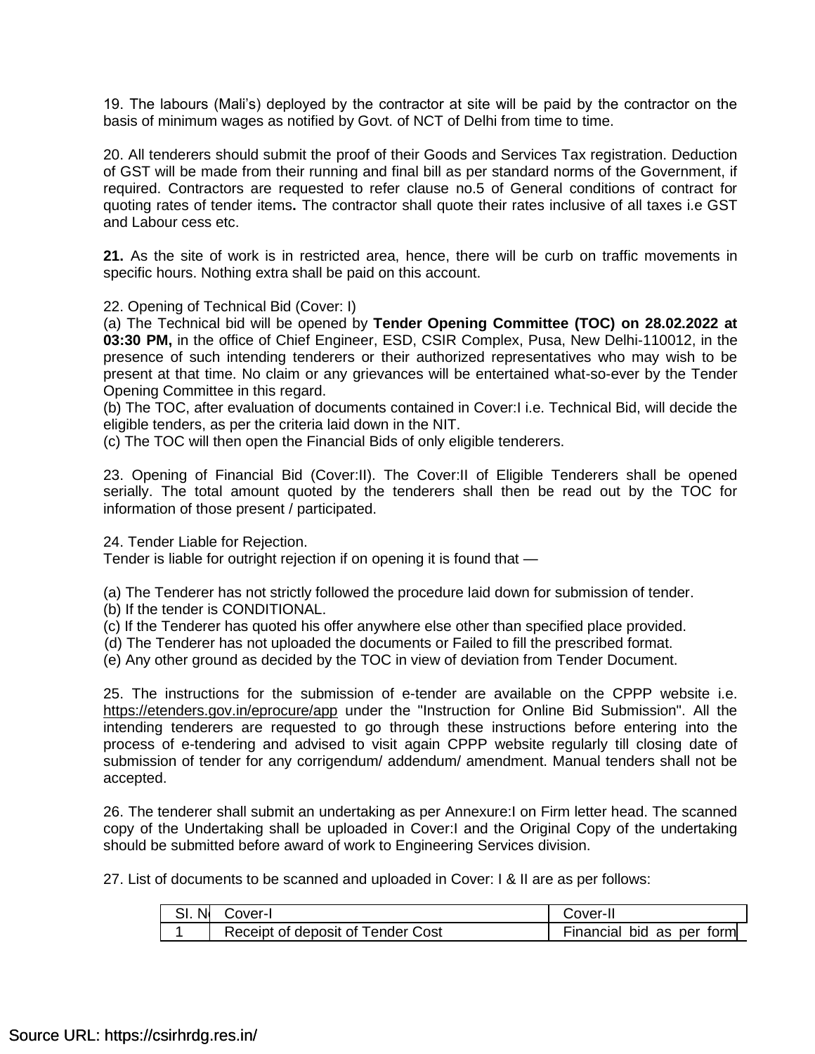19. The labours (Mali's) deployed by the contractor at site will be paid by the contractor on the basis of minimum wages as notified by Govt. of NCT of Delhi from time to time.

20. All tenderers should submit the proof of their Goods and Services Tax registration. Deduction of GST will be made from their running and final bill as per standard norms of the Government, if required. Contractors are requested to refer clause no.5 of General conditions of contract for quoting rates of tender items**.** The contractor shall quote their rates inclusive of all taxes i.e GST and Labour cess etc.

**21.** As the site of work is in restricted area, hence, there will be curb on traffic movements in specific hours. Nothing extra shall be paid on this account.

22. Opening of Technical Bid (Cover: I)

(a) The Technical bid will be opened by **Tender Opening Committee (TOC) on 28.02.2022 at 03:30 PM,** in the office of Chief Engineer, ESD, CSIR Complex, Pusa, New Delhi-110012, in the presence of such intending tenderers or their authorized representatives who may wish to be present at that time. No claim or any grievances will be entertained what-so-ever by the Tender Opening Committee in this regard.

(b) The TOC, after evaluation of documents contained in Cover:I i.e. Technical Bid, will decide the eligible tenders, as per the criteria laid down in the NIT.

(c) The TOC will then open the Financial Bids of only eligible tenderers.

23. Opening of Financial Bid (Cover:II). The Cover:II of Eligible Tenderers shall be opened serially. The total amount quoted by the tenderers shall then be read out by the TOC for information of those present / participated.

24. Tender Liable for Rejection.

Tender is liable for outright rejection if on opening it is found that —

(a) The Tenderer has not strictly followed the procedure laid down for submission of tender.

(b) If the tender is CONDITIONAL.

(c) If the Tenderer has quoted his offer anywhere else other than specified place provided.

(d) The Tenderer has not uploaded the documents or Failed to fill the prescribed format.

(e) Any other ground as decided by the TOC in view of deviation from Tender Document.

25. The instructions for the submission of e-tender are available on the CPPP website i.e. https://etenders.gov.in/eprocure/app under the "Instruction for Online Bid Submission". All the intending tenderers are requested to go through these instructions before entering into the process of e-tendering and advised to visit again CPPP website regularly till closing date of submission of tender for any corrigendum/ addendum/ amendment. Manual tenders shall not be accepted.

26. The tenderer shall submit an undertaking as per Annexure:I on Firm letter head. The scanned copy of the Undertaking shall be uploaded in Cover:I and the Original Copy of the undertaking should be submitted before award of work to Engineering Services division.

27. List of documents to be scanned and uploaded in Cover: I & II are as per follows:

| Sl. No | Cover-I | Cover-II |
|---|---|---|
| 1 | Receipt of deposit of Tender Cost | Financial bid as per form |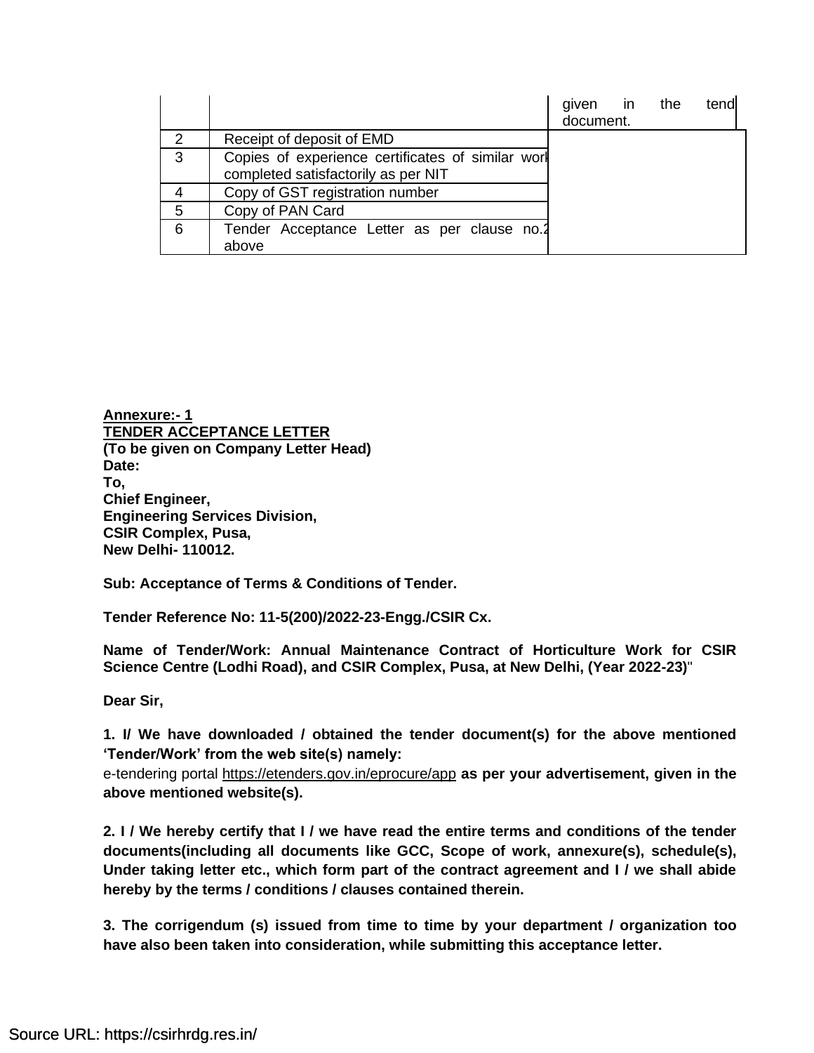| | | given in the tend document. |
|---|---|---|
| 2 | Receipt of deposit of EMD | |
| 3 | Copies of experience certificates of similar work completed satisfactorily as per NIT | |
| 4 | Copy of GST registration number | |
| 5 | Copy of PAN Card | |
| 6 | Tender Acceptance Letter as per clause no.2 above | |

**Annexure:- 1**

**TENDER ACCEPTANCE LETTER**

**(To be given on Company Letter Head)**

**Date:**

**To,**
**Chief Engineer,**
**Engineering Services Division,**
**CSIR Complex, Pusa,**
**New Delhi- 110012.**

**Sub: Acceptance of Terms & Conditions of Tender.**

**Tender Reference No: 11-5(200)/2022-23-Engg./CSIR Cx.**

**Name of Tender/Work: Annual Maintenance Contract of Horticulture Work for CSIR Science Centre (Lodhi Road), and CSIR Complex, Pusa, at New Delhi, (Year 2022-23)**"

**Dear Sir,**

**1. I/ We have downloaded / obtained the tender document(s) for the above mentioned 'Tender/Work' from the web site(s) namely:**
e-tendering portal https://etenders.gov.in/eprocure/app **as per your advertisement, given in the above mentioned website(s).**

**2. I / We hereby certify that I / we have read the entire terms and conditions of the tender documents(including all documents like GCC, Scope of work, annexure(s), schedule(s), Under taking letter etc., which form part of the contract agreement and I / we shall abide hereby by the terms / conditions / clauses contained therein.**

**3. The corrigendum (s) issued from time to time by your department / organization too have also been taken into consideration, while submitting this acceptance letter.**

Source URL: https://csirhrdg.res.in/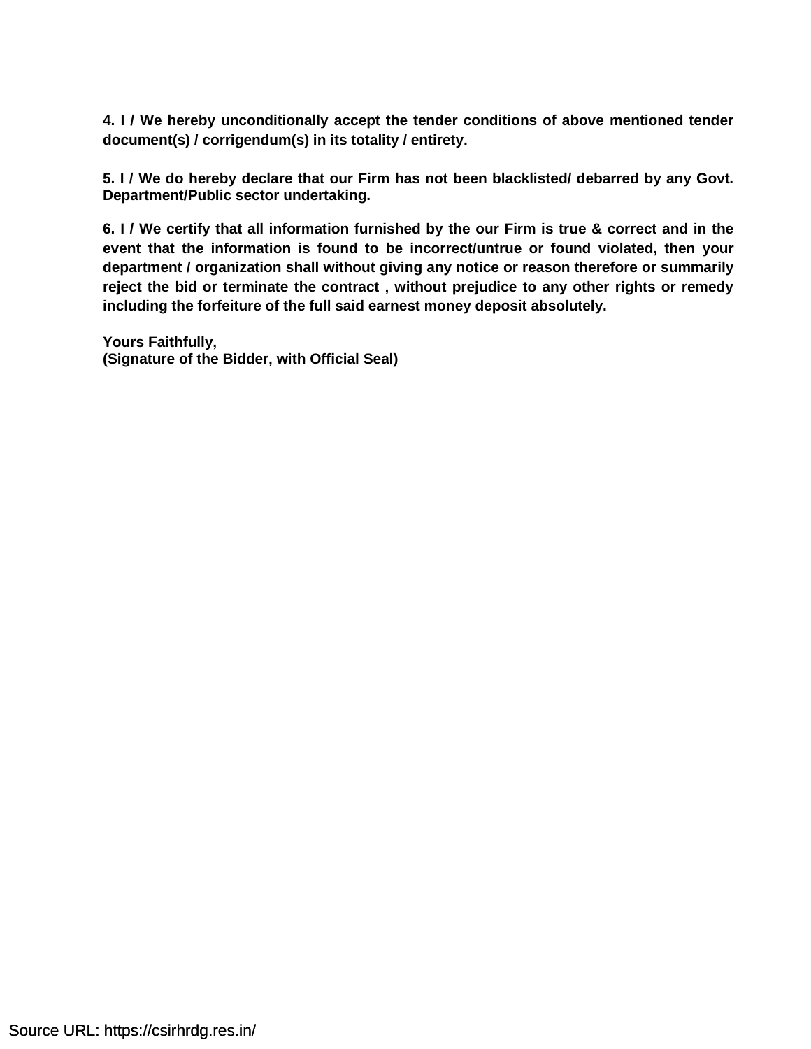**4. I / We hereby unconditionally accept the tender conditions of above mentioned tender document(s) / corrigendum(s) in its totality / entirety.**

**5. I / We do hereby declare that our Firm has not been blacklisted/ debarred by any Govt. Department/Public sector undertaking.**

**6. I / We certify that all information furnished by the our Firm is true & correct and in the event that the information is found to be incorrect/untrue or found violated, then your department / organization shall without giving any notice or reason therefore or summarily reject the bid or terminate the contract , without prejudice to any other rights or remedy including the forfeiture of the full said earnest money deposit absolutely.**

**Yours Faithfully,**
**(Signature of the Bidder, with Official Seal)**

Source URL: https://csirhrdg.res.in/